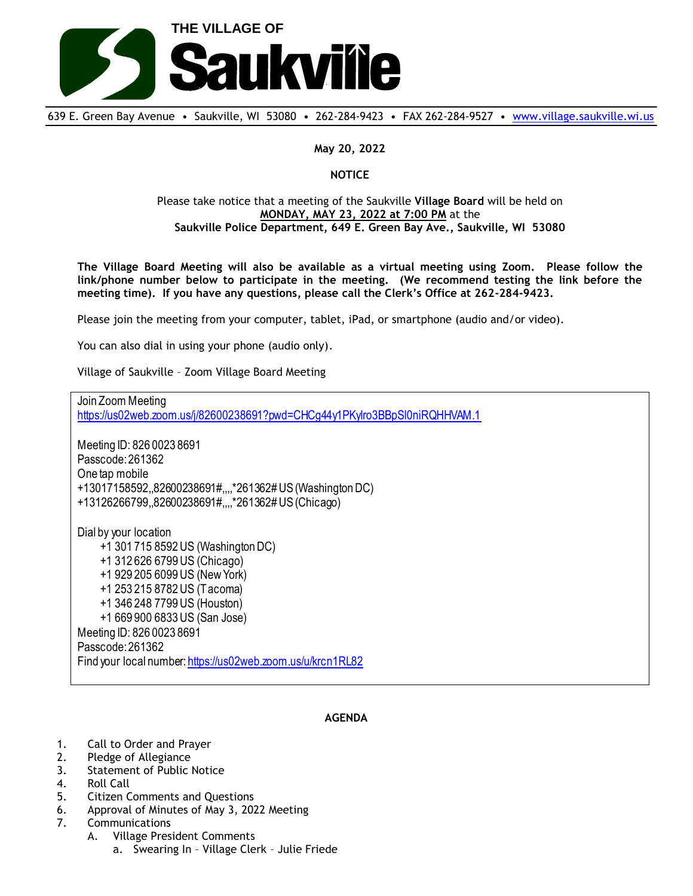# THE VILLAGE OF Saukville

639 E. Green Bay Avenue • Saukville, WI 53080 • 262-284-9423 • FAX 262-284-9527 • www.village.saukville.wi.us

**May 20, 2022**

**NOTICE**

Please take notice that a meeting of the Saukville **Village Board** will be held on **MONDAY, MAY 23, 2022 at 7:00 PM** at the **Saukville Police Department, 649 E. Green Bay Ave., Saukville, WI 53080**

**The Village Board Meeting will also be available as a virtual meeting using Zoom. Please follow the link/phone number below to participate in the meeting. (We recommend testing the link before the meeting time). If you have any questions, please call the Clerk's Office at 262-284-9423.**

Please join the meeting from your computer, tablet, iPad, or smartphone (audio and/or video).

You can also dial in using your phone (audio only).

Village of Saukville – Zoom Village Board Meeting

Join Zoom Meeting
https://us02web.zoom.us/j/82600238691?pwd=CHCg44y1PKylro3BBpSl0niRQHHVAM.1

Meeting ID: 826 0023 8691
Passcode: 261362
One tap mobile
+13017158592,,82600238691#,,,,*261362# US (Washington DC)
+13126266799,,82600238691#,,,,*261362# US (Chicago)

Dial by your location
- +1 301 715 8592 US (Washington DC)
- +1 312 626 6799 US (Chicago)
- +1 929 205 6099 US (New York)
- +1 253 215 8782 US (Tacoma)
- +1 346 248 7799 US (Houston)
- +1 669 900 6833 US (San Jose)

Meeting ID: 826 0023 8691
Passcode: 261362
Find your local number: https://us02web.zoom.us/u/krcn1RL82

**AGENDA**

1. Call to Order and Prayer
2. Pledge of Allegiance
3. Statement of Public Notice
4. Roll Call
5. Citizen Comments and Questions
6. Approval of Minutes of May 3, 2022 Meeting
7. Communications
   A. Village President Comments
      a. Swearing In – Village Clerk – Julie Friede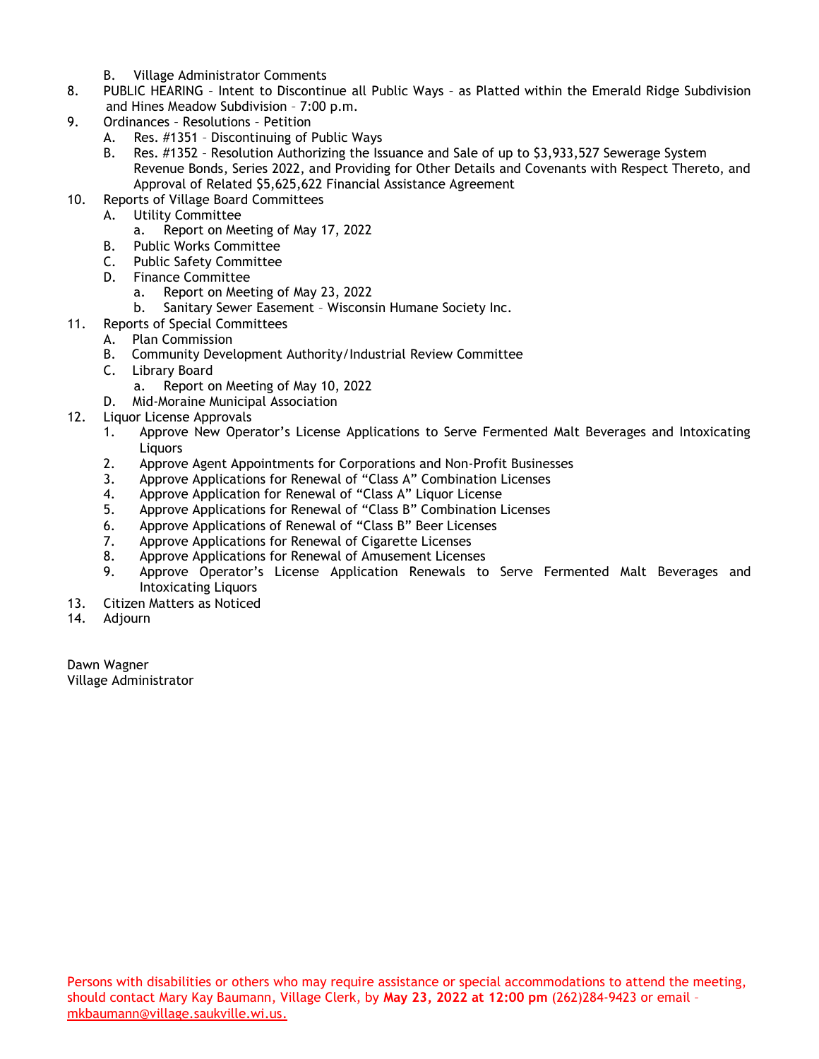B. Village Administrator Comments

8. PUBLIC HEARING – Intent to Discontinue all Public Ways – as Platted within the Emerald Ridge Subdivision and Hines Meadow Subdivision – 7:00 p.m.
9. Ordinances – Resolutions – Petition
   - A. Res. #1351 – Discontinuing of Public Ways
   - B. Res. #1352 – Resolution Authorizing the Issuance and Sale of up to $3,933,527 Sewerage System Revenue Bonds, Series 2022, and Providing for Other Details and Covenants with Respect Thereto, and Approval of Related $5,625,622 Financial Assistance Agreement
10. Reports of Village Board Committees
    - A. Utility Committee
      - a. Report on Meeting of May 17, 2022
    - B. Public Works Committee
    - C. Public Safety Committee
    - D. Finance Committee
      - a. Report on Meeting of May 23, 2022
      - b. Sanitary Sewer Easement – Wisconsin Humane Society Inc.
11. Reports of Special Committees
    - A. Plan Commission
    - B. Community Development Authority/Industrial Review Committee
    - C. Library Board
      - a. Report on Meeting of May 10, 2022
    - D. Mid-Moraine Municipal Association
12. Liquor License Approvals
    1. Approve New Operator's License Applications to Serve Fermented Malt Beverages and Intoxicating Liquors
    2. Approve Agent Appointments for Corporations and Non-Profit Businesses
    3. Approve Applications for Renewal of "Class A" Combination Licenses
    4. Approve Application for Renewal of "Class A" Liquor License
    5. Approve Applications for Renewal of "Class B" Combination Licenses
    6. Approve Applications of Renewal of "Class B" Beer Licenses
    7. Approve Applications for Renewal of Cigarette Licenses
    8. Approve Applications for Renewal of Amusement Licenses
    9. Approve Operator's License Application Renewals to Serve Fermented Malt Beverages and Intoxicating Liquors
13. Citizen Matters as Noticed
14. Adjourn

Dawn Wagner
Village Administrator

Persons with disabilities or others who may require assistance or special accommodations to attend the meeting, should contact Mary Kay Baumann, Village Clerk, by **May 23, 2022 at 12:00 pm** (262)284-9423 or email – mkbaumann@village.saukville.wi.us.